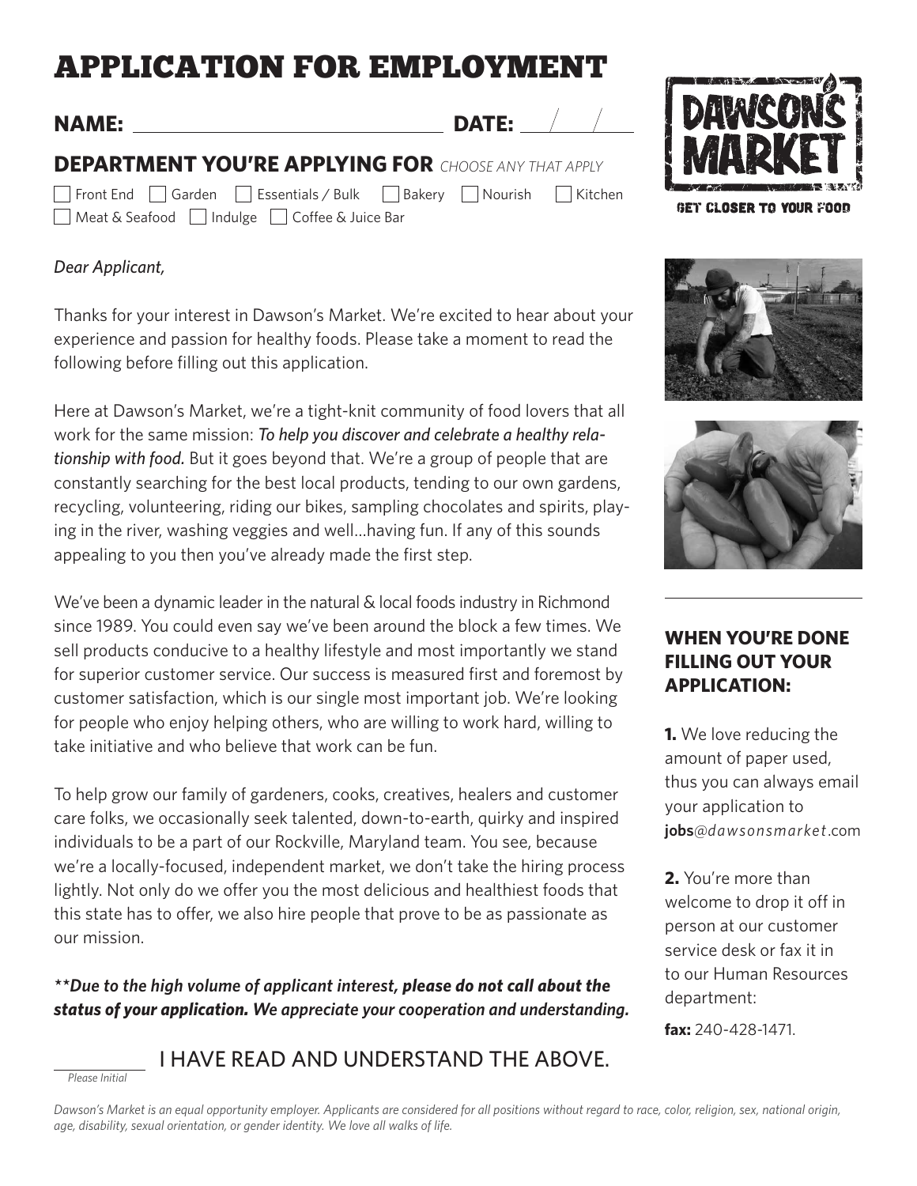# APPLICATION FOR EMPLOYMENT

**NAME:** ______________________________ **DATE:** ___/___/___

## DEPARTMENT YOU'RE APPLYING FOR *CHOOSE ANY THAT APPLY*

☐ Front End ☐ Garden ☐ Essentials / Bulk ☐ Bakery ☐ Nourish ☐ Kitchen
☐ Meat & Seafood ☐ Indulge ☐ Coffee & Juice Bar

DAWSON'S MARKET
GET CLOSER TO YOUR FOOD

*Dear Applicant,*

Thanks for your interest in Dawson's Market. We're excited to hear about your experience and passion for healthy foods. Please take a moment to read the following before filling out this application.

Here at Dawson's Market, we're a tight-knit community of food lovers that all work for the same mission: ***To help you discover and celebrate a healthy relationship with food.*** But it goes beyond that. We're a group of people that are constantly searching for the best local products, tending to our own gardens, recycling, volunteering, riding our bikes, sampling chocolates and spirits, playing in the river, washing veggies and well...having fun. If any of this sounds appealing to you then you've already made the first step.

We've been a dynamic leader in the natural & local foods industry in Richmond since 1989. You could even say we've been around the block a few times. We sell products conducive to a healthy lifestyle and most importantly we stand for superior customer service. Our success is measured first and foremost by customer satisfaction, which is our single most important job. We're looking for people who enjoy helping others, who are willing to work hard, willing to take initiative and who believe that work can be fun.

To help grow our family of gardeners, cooks, creatives, healers and customer care folks, we occasionally seek talented, down-to-earth, quirky and inspired individuals to be a part of our Rockville, Maryland team. You see, because we're a locally-focused, independent market, we don't take the hiring process lightly. Not only do we offer you the most delicious and healthiest foods that this state has to offer, we also hire people that prove to be as passionate as our mission.

***\*\*Due to the high volume of applicant interest, please do not call about the status of your application. We appreciate your cooperation and understanding.***

__________ I HAVE READ AND UNDERSTAND THE ABOVE.
*Please Initial*

### WHEN YOU'RE DONE FILLING OUT YOUR APPLICATION:

**1.** We love reducing the amount of paper used, thus you can always email your application to **jobs**@*dawsonsmarket*.com

**2.** You're more than welcome to drop it off in person at our customer service desk or fax it in to our Human Resources department:

**fax:** 240-428-1471.

*Dawson's Market is an equal opportunity employer. Applicants are considered for all positions without regard to race, color, religion, sex, national origin, age, disability, sexual orientation, or gender identity. We love all walks of life.*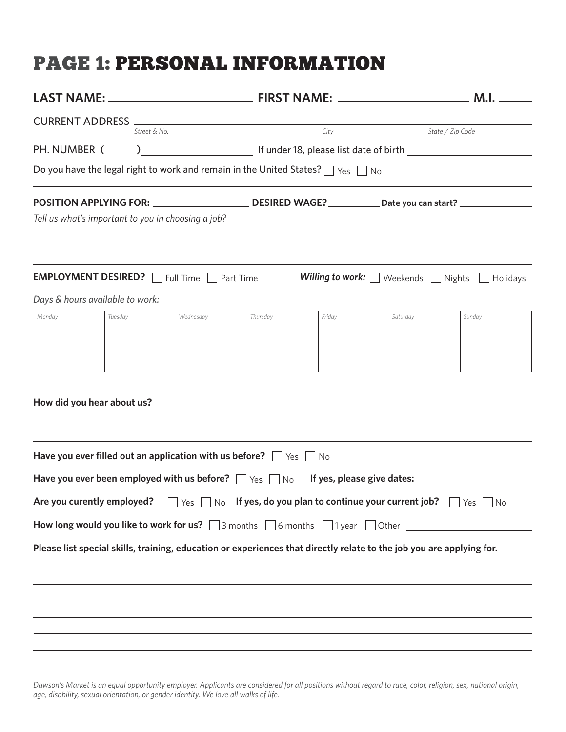# PAGE 1: PERSONAL INFORMATION

**LAST NAME:** ______________________ **FIRST NAME:** ______________________ **M.I.** ______

CURRENT ADDRESS ____________________________________________________________
*Street & No.* *City* *State / Zip Code*

PH. NUMBER ( ) ____________________ If under 18, please list date of birth ____________________

Do you have the legal right to work and remain in the United States? ☐ Yes ☐ No

---

**POSITION APPLYING FOR:** ____________________ **DESIRED WAGE?** __________ **Date you can start?** ______________

*Tell us what's important to you in choosing a job?* ____________________________________________________________

---

**EMPLOYMENT DESIRED?** ☐ Full Time ☐ Part Time ***Willing to work:*** ☐ Weekends ☐ Nights ☐ Holidays

*Days & hours available to work:*

| *Monday* | *Tuesday* | *Wednesday* | *Thursday* | *Friday* | *Saturday* | *Sunday* |
|---|---|---|---|---|---|---|
| | | | | | | |

---

**How did you hear about us?** ____________________________________________________________

---

**Have you ever filled out an application with us before?** ☐ Yes ☐ No

**Have you ever been employed with us before?** ☐ Yes ☐ No **If yes, please give dates:** ____________________

**Are you curently employed?** ☐ Yes ☐ No **If yes, do you plan to continue your current job?** ☐ Yes ☐ No

**How long would you like to work for us?** ☐ 3 months ☐ 6 months ☐ 1 year ☐ Other ____________________

**Please list special skills, training, education or experiences that directly relate to the job you are applying for.**

____________________________________________________________

*Dawson's Market is an equal opportunity employer. Applicants are considered for all positions without regard to race, color, religion, sex, national origin, age, disability, sexual orientation, or gender identity. We love all walks of life.*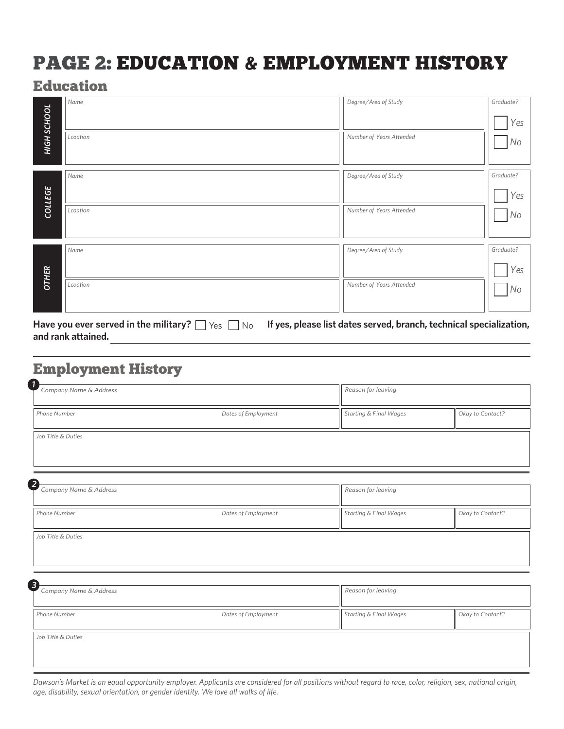# PAGE 2: EDUCATION & EMPLOYMENT HISTORY

## Education

| | | | |
|---|---|---|---|
| **HIGH SCHOOL** | *Name* | *Degree/Area of Study* | *Graduate?* ☐ Yes ☐ No |
| | *Lcoation* | *Number of Years Attended* | |
| **COLLEGE** | *Name* | *Degree/Area of Study* | *Graduate?* ☐ Yes ☐ No |
| | *Lcoation* | *Number of Years Attended* | |
| **OTHER** | *Name* | *Degree/Area of Study* | *Graduate?* ☐ Yes ☐ No |
| | *Lcoation* | *Number of Years Attended* | |

**Have you ever served in the military?** ☐ Yes ☐ No **If yes, please list dates served, branch, technical specialization, and rank attained.** ____________________

## Employment History

**1**

| | | | |
|---|---|---|---|
| *Company Name & Address* | | *Reason for leaving* | |
| *Phone Number* | *Dates of Employment* | *Starting & Final Wages* | *Okay to Contact?* |
| *Job Title & Duties* | | | |

**2**

| | | | |
|---|---|---|---|
| *Company Name & Address* | | *Reason for leaving* | |
| *Phone Number* | *Dates of Employment* | *Starting & Final Wages* | *Okay to Contact?* |
| *Job Title & Duties* | | | |

**3**

| | | | |
|---|---|---|---|
| *Company Name & Address* | | *Reason for leaving* | |
| *Phone Number* | *Dates of Employment* | *Starting & Final Wages* | *Okay to Contact?* |
| *Job Title & Duties* | | | |

*Dawson's Market is an equal opportunity employer. Applicants are considered for all positions without regard to race, color, religion, sex, national origin, age, disability, sexual orientation, or gender identity. We love all walks of life.*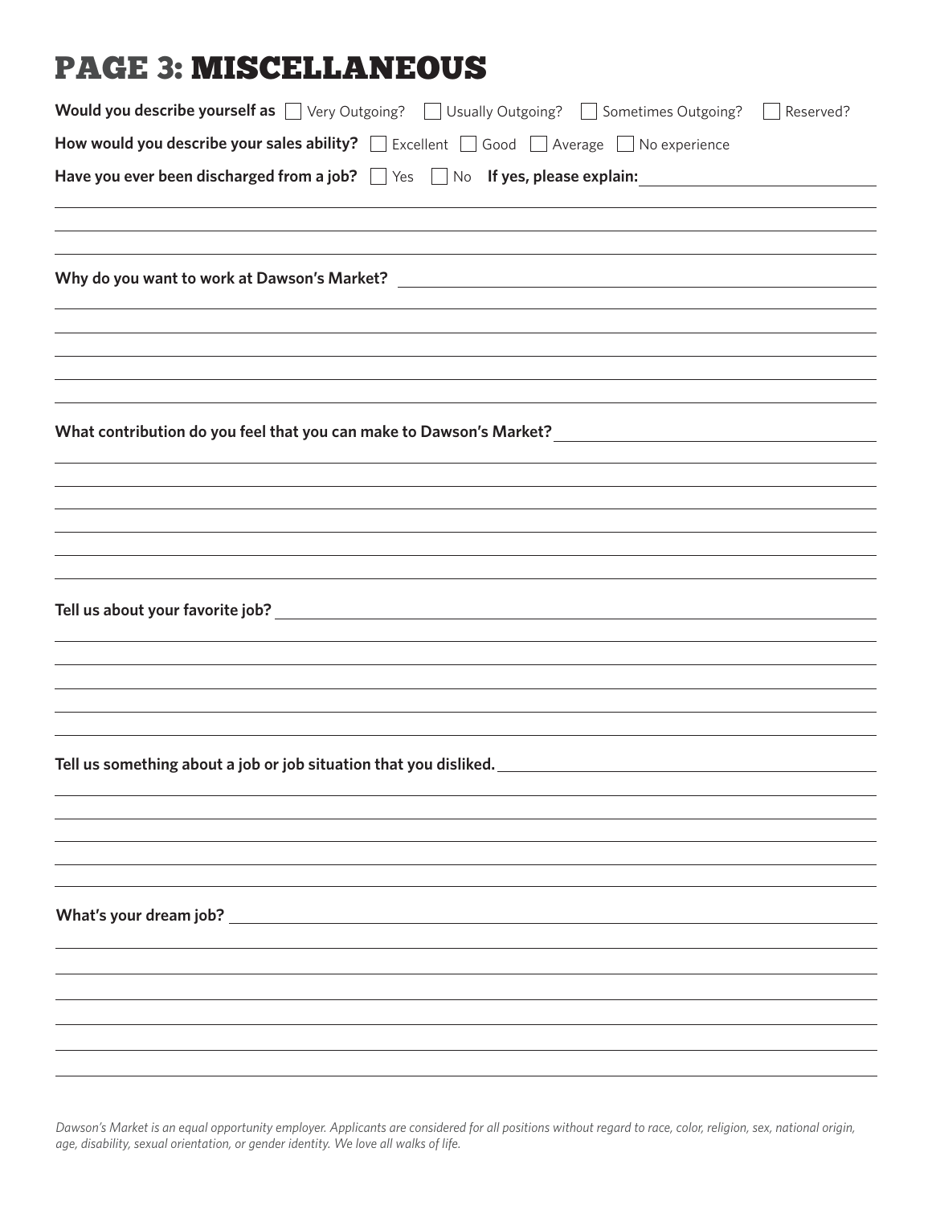# PAGE 3: MISCELLANEOUS

**Would you describe yourself as** ☐ Very Outgoing? ☐ Usually Outgoing? ☐ Sometimes Outgoing? ☐ Reserved?

**How would you describe your sales ability?** ☐ Excellent ☐ Good ☐ Average ☐ No experience

**Have you ever been discharged from a job?** ☐ Yes ☐ No **If yes, please explain:**

**Why do you want to work at Dawson's Market?**

**What contribution do you feel that you can make to Dawson's Market?**

**Tell us about your favorite job?**

**Tell us something about a job or job situation that you disliked.**

**What's your dream job?**

*Dawson's Market is an equal opportunity employer. Applicants are considered for all positions without regard to race, color, religion, sex, national origin, age, disability, sexual orientation, or gender identity. We love all walks of life.*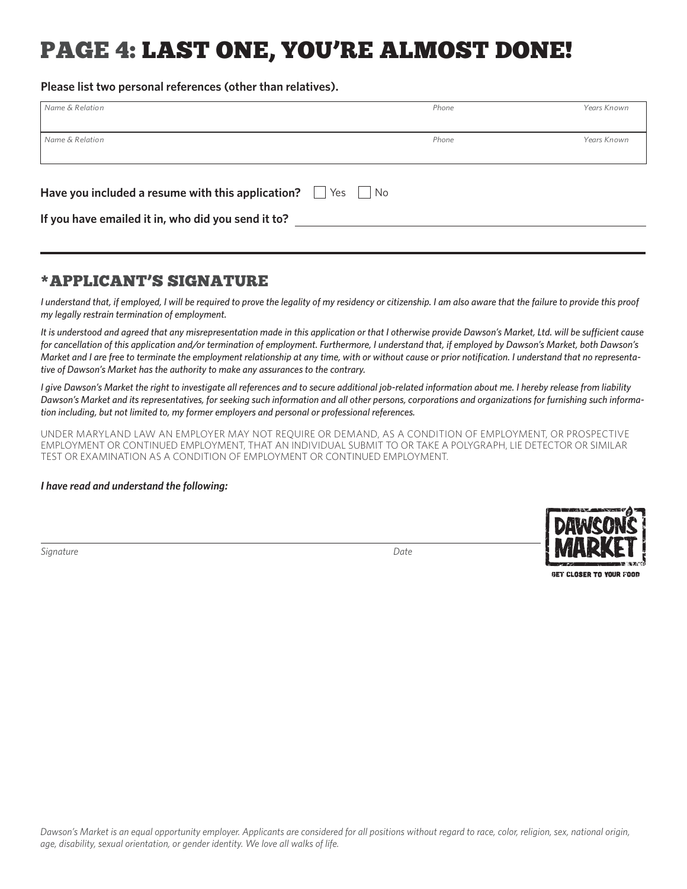# PAGE 4: LAST ONE, YOU'RE ALMOST DONE!

**Please list two personal references (other than relatives).**

| Name & Relation | Phone | Years Known |
|---|---|---|
| | | |
| Name & Relation | Phone | Years Known |
| | | |

**Have you included a resume with this application?** ☐ Yes ☐ No

**If you have emailed it in, who did you send it to?** ______________________________

## *APPLICANT'S SIGNATURE

*I understand that, if employed, I will be required to prove the legality of my residency or citizenship. I am also aware that the failure to provide this proof my legally restrain termination of employment.*

*It is understood and agreed that any misrepresentation made in this application or that I otherwise provide Dawson's Market, Ltd. will be sufficient cause for cancellation of this application and/or termination of employment. Furthermore, I understand that, if employed by Dawson's Market, both Dawson's Market and I are free to terminate the employment relationship at any time, with or without cause or prior notification. I understand that no representative of Dawson's Market has the authority to make any assurances to the contrary.*

*I give Dawson's Market the right to investigate all references and to secure additional job-related information about me. I hereby release from liability Dawson's Market and its representatives, for seeking such information and all other persons, corporations and organizations for furnishing such information including, but not limited to, my former employers and personal or professional references.*

UNDER MARYLAND LAW AN EMPLOYER MAY NOT REQUIRE OR DEMAND, AS A CONDITION OF EMPLOYMENT, OR PROSPECTIVE EMPLOYMENT OR CONTINUED EMPLOYMENT, THAT AN INDIVIDUAL SUBMIT TO OR TAKE A POLYGRAPH, LIE DETECTOR OR SIMILAR TEST OR EXAMINATION AS A CONDITION OF EMPLOYMENT OR CONTINUED EMPLOYMENT.

***I have read and understand the following:***

______________________________________________ ______________________

*Signature* *Date*

DAWSON'S MARKET

GET CLOSER TO YOUR FOOD

*Dawson's Market is an equal opportunity employer. Applicants are considered for all positions without regard to race, color, religion, sex, national origin, age, disability, sexual orientation, or gender identity. We love all walks of life.*